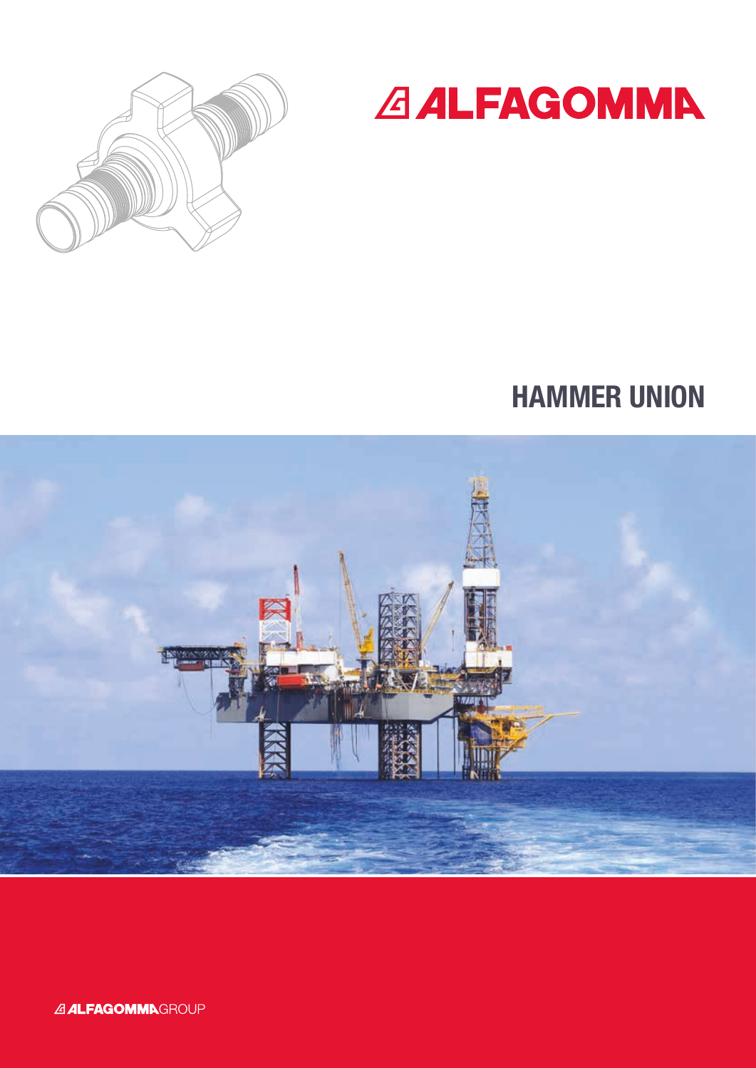# ALFAGOMMA

## HAMMER UNION

ALFAGOMMAGROUP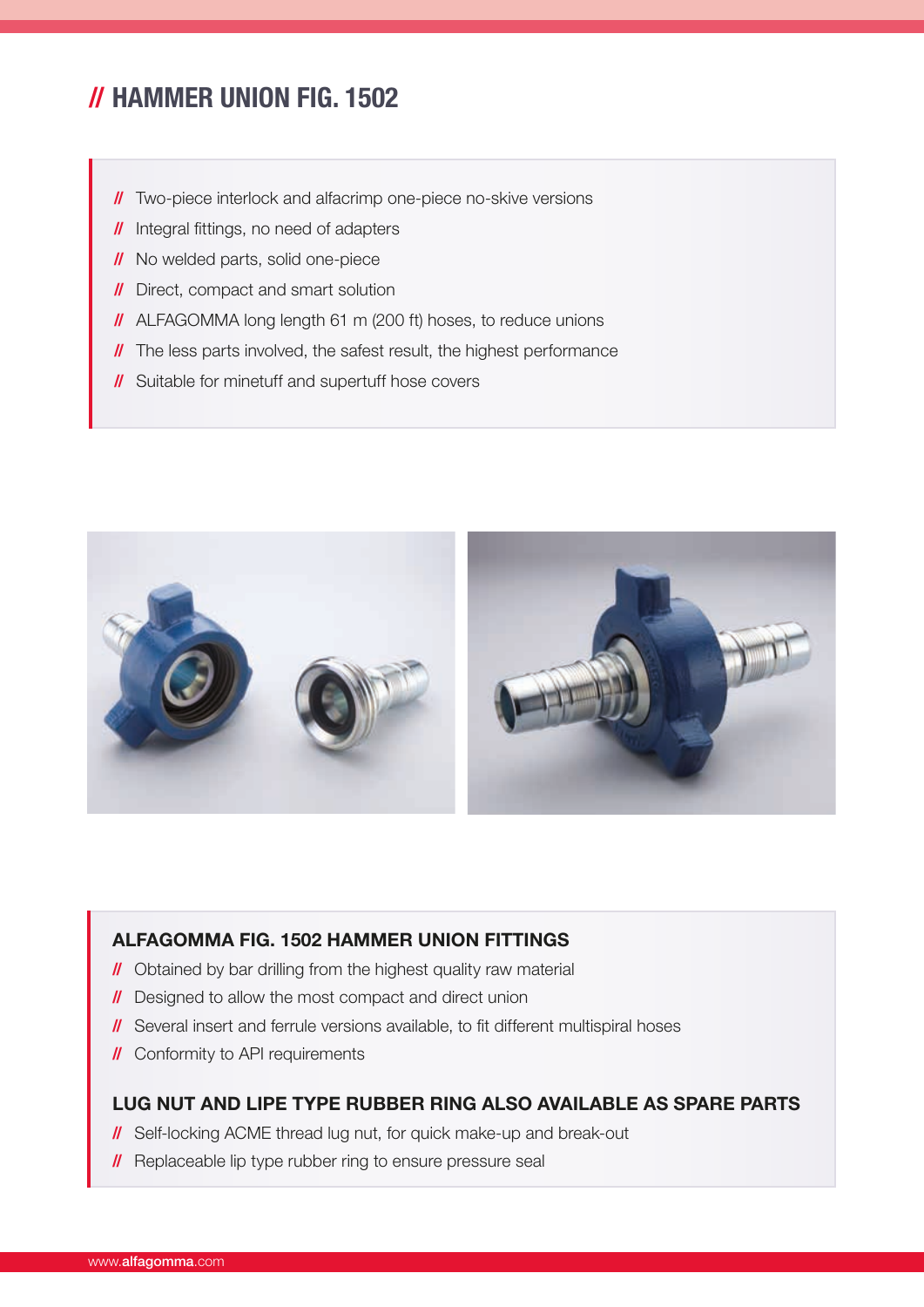# // HAMMER UNION FIG. 1502

- Two-piece interlock and alfacrimp one-piece no-skive versions
- Integral fittings, no need of adapters
- No welded parts, solid one-piece
- Direct, compact and smart solution
- ALFAGOMMA long length 61 m (200 ft) hoses, to reduce unions
- The less parts involved, the safest result, the highest performance
- Suitable for minetuff and supertuff hose covers

### ALFAGOMMA FIG. 1502 HAMMER UNION FITTINGS

- Obtained by bar drilling from the highest quality raw material
- Designed to allow the most compact and direct union
- Several insert and ferrule versions available, to fit different multispiral hoses
- Conformity to API requirements

### LUG NUT AND LIPE TYPE RUBBER RING ALSO AVAILABLE AS SPARE PARTS

- Self-locking ACME thread lug nut, for quick make-up and break-out
- Replaceable lip type rubber ring to ensure pressure seal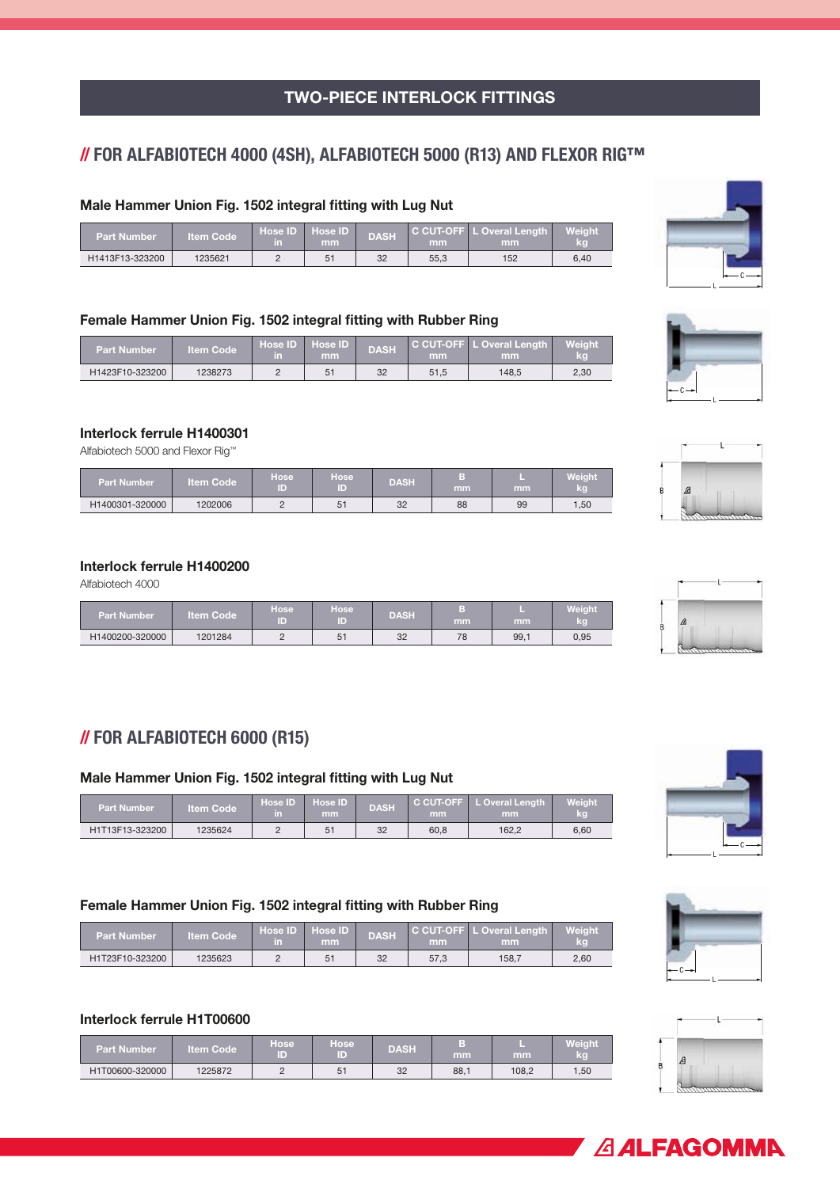# TWO-PIECE INTERLOCK FITTINGS

## // FOR ALFABIOTECH 4000 (4SH), ALFABIOTECH 5000 (R13) AND FLEXOR RIG™

### Male Hammer Union Fig. 1502 integral fitting with Lug Nut

| Part Number | Item Code | Hose ID in | Hose ID mm | DASH | C CUT-OFF mm | L Overal Length mm | Weight kg |
|---|---|---|---|---|---|---|---|
| H1413F13-323200 | 1235621 | 2 | 51 | 32 | 55,3 | 152 | 6,40 |

### Female Hammer Union Fig. 1502 integral fitting with Rubber Ring

| Part Number | Item Code | Hose ID in | Hose ID mm | DASH | C CUT-OFF mm | L Overal Length mm | Weight kg |
|---|---|---|---|---|---|---|---|
| H1423F10-323200 | 1238273 | 2 | 51 | 32 | 51,5 | 148,5 | 2,30 |

### Interlock ferrule H1400301

Alfabiotech 5000 and Flexor Rig™

| Part Number | Item Code | Hose ID | Hose ID | DASH | B mm | L mm | Weight kg |
|---|---|---|---|---|---|---|---|
| H1400301-320000 | 1202006 | 2 | 51 | 32 | 88 | 99 | 1,50 |

### Interlock ferrule H1400200

Alfabiotech 4000

| Part Number | Item Code | Hose ID | Hose ID | DASH | B mm | L mm | Weight kg |
|---|---|---|---|---|---|---|---|
| H1400200-320000 | 1201284 | 2 | 51 | 32 | 78 | 99,1 | 0,95 |

## // FOR ALFABIOTECH 6000 (R15)

### Male Hammer Union Fig. 1502 integral fitting with Lug Nut

| Part Number | Item Code | Hose ID in | Hose ID mm | DASH | C CUT-OFF mm | L Overal Length mm | Weight kg |
|---|---|---|---|---|---|---|---|
| H1T13F13-323200 | 1235624 | 2 | 51 | 32 | 60,8 | 162,2 | 6,60 |

### Female Hammer Union Fig. 1502 integral fitting with Rubber Ring

| Part Number | Item Code | Hose ID in | Hose ID mm | DASH | C CUT-OFF mm | L Overal Length mm | Weight kg |
|---|---|---|---|---|---|---|---|
| H1T23F10-323200 | 1235623 | 2 | 51 | 32 | 57,3 | 158,7 | 2,60 |

### Interlock ferrule H1T00600

| Part Number | Item Code | Hose ID | Hose ID | DASH | B mm | L mm | Weight kg |
|---|---|---|---|---|---|---|---|
| H1T00600-320000 | 1225872 | 2 | 51 | 32 | 88,1 | 108,2 | 1,50 |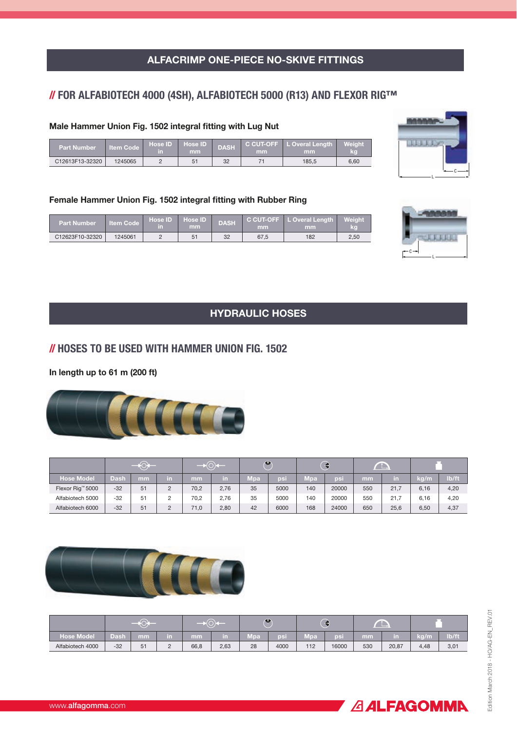## ALFACRIMP ONE-PIECE NO-SKIVE FITTINGS

### // FOR ALFABIOTECH 4000 (4SH), ALFABIOTECH 5000 (R13) AND FLEXOR RIG™

**Male Hammer Union Fig. 1502 integral fitting with Lug Nut**

| Part Number | Item Code | Hose ID in | Hose ID mm | DASH | C CUT-OFF mm | L Overal Length mm | Weight kg |
|---|---|---|---|---|---|---|---|
| C12613F13-32320 | 1245065 | 2 | 51 | 32 | 71 | 185,5 | 6,60 |

**Female Hammer Union Fig. 1502 integral fitting with Rubber Ring**

| Part Number | Item Code | Hose ID in | Hose ID mm | DASH | C CUT-OFF mm | L Overal Length mm | Weight kg |
|---|---|---|---|---|---|---|---|
| C12623F10-32320 | 1245061 | 2 | 51 | 32 | 67,5 | 182 | 2,50 |

## HYDRAULIC HOSES

### // HOSES TO BE USED WITH HAMMER UNION FIG. 1502

**In length up to 61 m (200 ft)**

| Hose Model | Dash | mm | in | mm | in | Mpa | psi | Mpa | psi | mm | in | kg/m | lb/ft |
|---|---|---|---|---|---|---|---|---|---|---|---|---|---|
| Flexor Rig™ 5000 | -32 | 51 | 2 | 70,2 | 2,76 | 35 | 5000 | 140 | 20000 | 550 | 21,7 | 6,16 | 4,20 |
| Alfabiotech 5000 | -32 | 51 | 2 | 70,2 | 2,76 | 35 | 5000 | 140 | 20000 | 550 | 21,7 | 6,16 | 4,20 |
| Alfabiotech 6000 | -32 | 51 | 2 | 71,0 | 2,80 | 42 | 6000 | 168 | 24000 | 650 | 25,6 | 6,50 | 4,37 |

| Hose Model | Dash | mm | in | mm | in | Mpa | psi | Mpa | psi | mm | in | kg/m | lb/ft |
|---|---|---|---|---|---|---|---|---|---|---|---|---|---|
| Alfabiotech 4000 | -32 | 51 | 2 | 66,8 | 2,63 | 28 | 4000 | 112 | 16000 | 530 | 20,87 | 4,48 | 3,01 |

Edition March 2018 - HO/AG-EN_REV.01

www.alfagomma.com